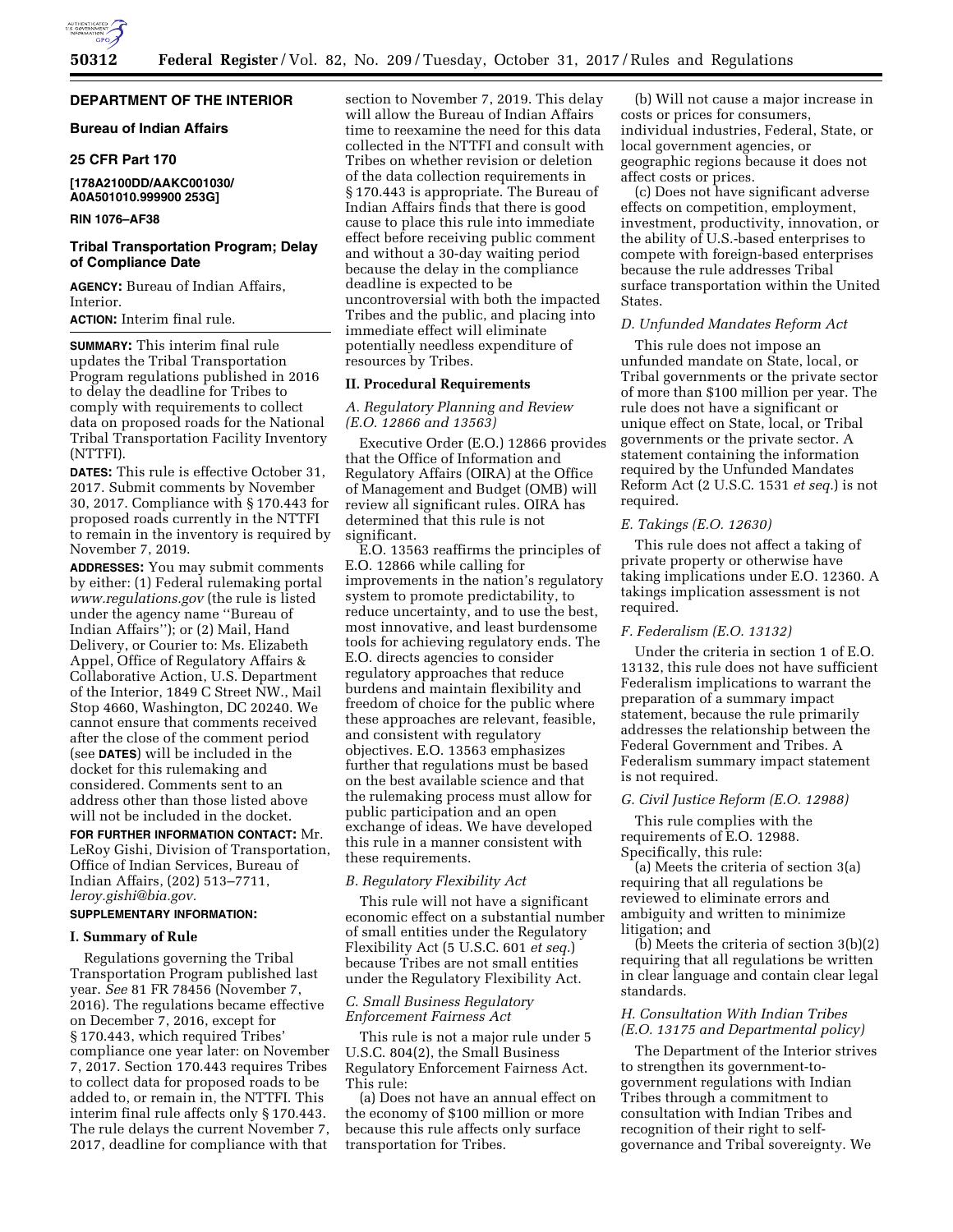## DEPARTMENT OF THE INTERIOR

### Bureau of Indian Affairs

### 25 CFR Part 170

**[178A2100DD/AAKC001030/ A0A501010.999900 253G]**

**RIN 1076–AF38**

### Tribal Transportation Program; Delay of Compliance Date

**AGENCY:** Bureau of Indian Affairs, Interior.

**ACTION:** Interim final rule.

**SUMMARY:** This interim final rule updates the Tribal Transportation Program regulations published in 2016 to delay the deadline for Tribes to comply with requirements to collect data on proposed roads for the National Tribal Transportation Facility Inventory (NTTFI).

**DATES:** This rule is effective October 31, 2017. Submit comments by November 30, 2017. Compliance with § 170.443 for proposed roads currently in the NTTFI to remain in the inventory is required by November 7, 2019.

**ADDRESSES:** You may submit comments by either: (1) Federal rulemaking portal *www.regulations.gov* (the rule is listed under the agency name ''Bureau of Indian Affairs''); or (2) Mail, Hand Delivery, or Courier to: Ms. Elizabeth Appel, Office of Regulatory Affairs & Collaborative Action, U.S. Department of the Interior, 1849 C Street NW., Mail Stop 4660, Washington, DC 20240. We cannot ensure that comments received after the close of the comment period (see **DATES**) will be included in the docket for this rulemaking and considered. Comments sent to an address other than those listed above will not be included in the docket.

**FOR FURTHER INFORMATION CONTACT:** Mr. LeRoy Gishi, Division of Transportation, Office of Indian Services, Bureau of Indian Affairs, (202) 513–7711, *leroy.gishi@bia.gov.*

**SUPPLEMENTARY INFORMATION:**

#### I. Summary of Rule

Regulations governing the Tribal Transportation Program published last year. *See* 81 FR 78456 (November 7, 2016). The regulations became effective on December 7, 2016, except for § 170.443, which required Tribes' compliance one year later: on November 7, 2017. Section 170.443 requires Tribes to collect data for proposed roads to be added to, or remain in, the NTTFI. This interim final rule affects only § 170.443. The rule delays the current November 7, 2017, deadline for compliance with that section to November 7, 2019. This delay will allow the Bureau of Indian Affairs time to reexamine the need for this data collected in the NTTFI and consult with Tribes on whether revision or deletion of the data collection requirements in § 170.443 is appropriate. The Bureau of Indian Affairs finds that there is good cause to place this rule into immediate effect before receiving public comment and without a 30-day waiting period because the delay in the compliance deadline is expected to be uncontroversial with both the impacted Tribes and the public, and placing into immediate effect will eliminate potentially needless expenditure of resources by Tribes.

#### II. Procedural Requirements

##### *A. Regulatory Planning and Review (E.O. 12866 and 13563)*

Executive Order (E.O.) 12866 provides that the Office of Information and Regulatory Affairs (OIRA) at the Office of Management and Budget (OMB) will review all significant rules. OIRA has determined that this rule is not significant.

E.O. 13563 reaffirms the principles of E.O. 12866 while calling for improvements in the nation's regulatory system to promote predictability, to reduce uncertainty, and to use the best, most innovative, and least burdensome tools for achieving regulatory ends. The E.O. directs agencies to consider regulatory approaches that reduce burdens and maintain flexibility and freedom of choice for the public where these approaches are relevant, feasible, and consistent with regulatory objectives. E.O. 13563 emphasizes further that regulations must be based on the best available science and that the rulemaking process must allow for public participation and an open exchange of ideas. We have developed this rule in a manner consistent with these requirements.

##### *B. Regulatory Flexibility Act*

This rule will not have a significant economic effect on a substantial number of small entities under the Regulatory Flexibility Act (5 U.S.C. 601 *et seq.*) because Tribes are not small entities under the Regulatory Flexibility Act.

##### *C. Small Business Regulatory Enforcement Fairness Act*

This rule is not a major rule under 5 U.S.C. 804(2), the Small Business Regulatory Enforcement Fairness Act. This rule:

(a) Does not have an annual effect on the economy of $100 million or more because this rule affects only surface transportation for Tribes.

(b) Will not cause a major increase in costs or prices for consumers, individual industries, Federal, State, or local government agencies, or geographic regions because it does not affect costs or prices.

(c) Does not have significant adverse effects on competition, employment, investment, productivity, innovation, or the ability of U.S.-based enterprises to compete with foreign-based enterprises because the rule addresses Tribal surface transportation within the United States.

##### *D. Unfunded Mandates Reform Act*

This rule does not impose an unfunded mandate on State, local, or Tribal governments or the private sector of more than $100 million per year. The rule does not have a significant or unique effect on State, local, or Tribal governments or the private sector. A statement containing the information required by the Unfunded Mandates Reform Act (2 U.S.C. 1531 *et seq.*) is not required.

##### *E. Takings (E.O. 12630)*

This rule does not affect a taking of private property or otherwise have taking implications under E.O. 12360. A takings implication assessment is not required.

##### *F. Federalism (E.O. 13132)*

Under the criteria in section 1 of E.O. 13132, this rule does not have sufficient Federalism implications to warrant the preparation of a summary impact statement, because the rule primarily addresses the relationship between the Federal Government and Tribes. A Federalism summary impact statement is not required.

##### *G. Civil Justice Reform (E.O. 12988)*

This rule complies with the requirements of E.O. 12988. Specifically, this rule:

(a) Meets the criteria of section 3(a) requiring that all regulations be reviewed to eliminate errors and ambiguity and written to minimize litigation; and

(b) Meets the criteria of section 3(b)(2) requiring that all regulations be written in clear language and contain clear legal standards.

##### *H. Consultation With Indian Tribes (E.O. 13175 and Departmental policy)*

The Department of the Interior strives to strengthen its government-to-government regulations with Indian Tribes through a commitment to consultation with Indian Tribes and recognition of their right to self-governance and Tribal sovereignty. We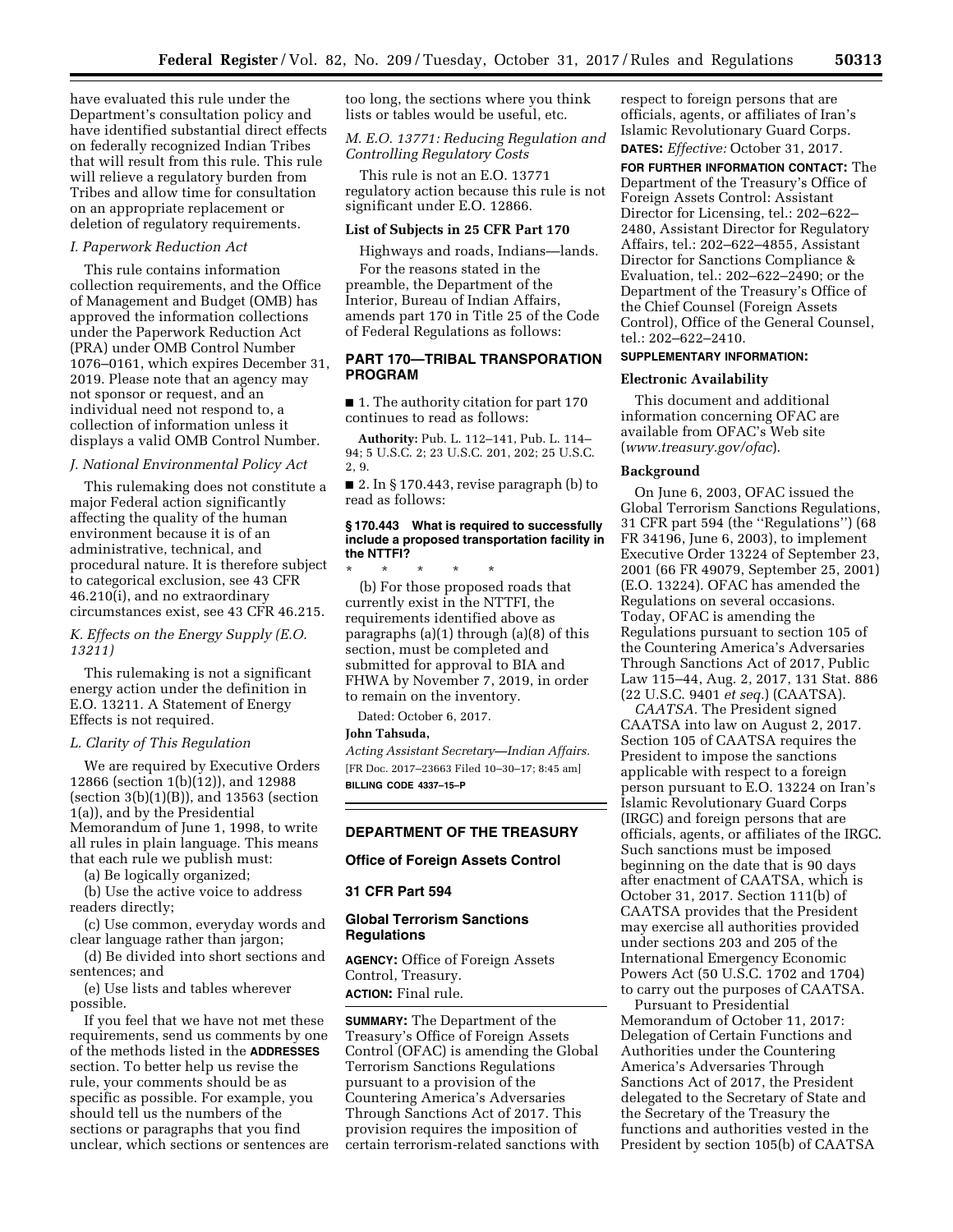have evaluated this rule under the Department's consultation policy and have identified substantial direct effects on federally recognized Indian Tribes that will result from this rule. This rule will relieve a regulatory burden from Tribes and allow time for consultation on an appropriate replacement or deletion of regulatory requirements.

*I. Paperwork Reduction Act*

This rule contains information collection requirements, and the Office of Management and Budget (OMB) has approved the information collections under the Paperwork Reduction Act (PRA) under OMB Control Number 1076–0161, which expires December 31, 2019. Please note that an agency may not sponsor or request, and an individual need not respond to, a collection of information unless it displays a valid OMB Control Number.

*J. National Environmental Policy Act*

This rulemaking does not constitute a major Federal action significantly affecting the quality of the human environment because it is of an administrative, technical, and procedural nature. It is therefore subject to categorical exclusion, see 43 CFR 46.210(i), and no extraordinary circumstances exist, see 43 CFR 46.215.

*K. Effects on the Energy Supply (E.O. 13211)*

This rulemaking is not a significant energy action under the definition in E.O. 13211. A Statement of Energy Effects is not required.

*L. Clarity of This Regulation*

We are required by Executive Orders 12866 (section 1(b)(12)), and 12988 (section 3(b)(1)(B)), and 13563 (section 1(a)), and by the Presidential Memorandum of June 1, 1998, to write all rules in plain language. This means that each rule we publish must:

(a) Be logically organized;

(b) Use the active voice to address readers directly;

(c) Use common, everyday words and clear language rather than jargon;

(d) Be divided into short sections and sentences; and

(e) Use lists and tables wherever possible.

If you feel that we have not met these requirements, send us comments by one of the methods listed in the **ADDRESSES** section. To better help us revise the rule, your comments should be as specific as possible. For example, you should tell us the numbers of the sections or paragraphs that you find unclear, which sections or sentences are too long, the sections where you think lists or tables would be useful, etc.

*M. E.O. 13771: Reducing Regulation and Controlling Regulatory Costs*

This rule is not an E.O. 13771 regulatory action because this rule is not significant under E.O. 12866.

**List of Subjects in 25 CFR Part 170**

Highways and roads, Indians—lands.

For the reasons stated in the preamble, the Department of the Interior, Bureau of Indian Affairs, amends part 170 in Title 25 of the Code of Federal Regulations as follows:

## PART 170—TRIBAL TRANSPORATION PROGRAM

■ 1. The authority citation for part 170 continues to read as follows:

**Authority:** Pub. L. 112–141, Pub. L. 114–94; 5 U.S.C. 2; 23 U.S.C. 201, 202; 25 U.S.C. 2, 9.

■ 2. In § 170.443, revise paragraph (b) to read as follows:

**§ 170.443 What is required to successfully include a proposed transportation facility in the NTTFI?**

\* \* \* \* \*

(b) For those proposed roads that currently exist in the NTTFI, the requirements identified above as paragraphs (a)(1) through (a)(8) of this section, must be completed and submitted for approval to BIA and FHWA by November 7, 2019, in order to remain on the inventory.

Dated: October 6, 2017.

**John Tahsuda,**

*Acting Assistant Secretary—Indian Affairs.*

[FR Doc. 2017–23663 Filed 10–30–17; 8:45 am]

**BILLING CODE 4337–15–P**

## DEPARTMENT OF THE TREASURY

## Office of Foreign Assets Control

## 31 CFR Part 594

## Global Terrorism Sanctions Regulations

**AGENCY:** Office of Foreign Assets Control, Treasury.

**ACTION:** Final rule.

**SUMMARY:** The Department of the Treasury's Office of Foreign Assets Control (OFAC) is amending the Global Terrorism Sanctions Regulations pursuant to a provision of the Countering America's Adversaries Through Sanctions Act of 2017. This provision requires the imposition of certain terrorism-related sanctions with respect to foreign persons that are officials, agents, or affiliates of Iran's Islamic Revolutionary Guard Corps.

**DATES:** *Effective:* October 31, 2017.

**FOR FURTHER INFORMATION CONTACT:** The Department of the Treasury's Office of Foreign Assets Control: Assistant Director for Licensing, tel.: 202–622–2480, Assistant Director for Regulatory Affairs, tel.: 202–622–4855, Assistant Director for Sanctions Compliance & Evaluation, tel.: 202–622–2490; or the Department of the Treasury's Office of the Chief Counsel (Foreign Assets Control), Office of the General Counsel, tel.: 202–622–2410.

**SUPPLEMENTARY INFORMATION:**

**Electronic Availability**

This document and additional information concerning OFAC are available from OFAC's Web site (*www.treasury.gov/ofac*).

**Background**

On June 6, 2003, OFAC issued the Global Terrorism Sanctions Regulations, 31 CFR part 594 (the "Regulations") (68 FR 34196, June 6, 2003), to implement Executive Order 13224 of September 23, 2001 (66 FR 49079, September 25, 2001) (E.O. 13224). OFAC has amended the Regulations on several occasions. Today, OFAC is amending the Regulations pursuant to section 105 of the Countering America's Adversaries Through Sanctions Act of 2017, Public Law 115–44, Aug. 2, 2017, 131 Stat. 886 (22 U.S.C. 9401 *et seq.*) (CAATSA).

*CAATSA.* The President signed CAATSA into law on August 2, 2017. Section 105 of CAATSA requires the President to impose the sanctions applicable with respect to a foreign person pursuant to E.O. 13224 on Iran's Islamic Revolutionary Guard Corps (IRGC) and foreign persons that are officials, agents, or affiliates of the IRGC. Such sanctions must be imposed beginning on the date that is 90 days after enactment of CAATSA, which is October 31, 2017. Section 111(b) of CAATSA provides that the President may exercise all authorities provided under sections 203 and 205 of the International Emergency Economic Powers Act (50 U.S.C. 1702 and 1704) to carry out the purposes of CAATSA.

Pursuant to Presidential Memorandum of October 11, 2017: Delegation of Certain Functions and Authorities under the Countering America's Adversaries Through Sanctions Act of 2017, the President delegated to the Secretary of State and the Secretary of the Treasury the functions and authorities vested in the President by section 105(b) of CAATSA